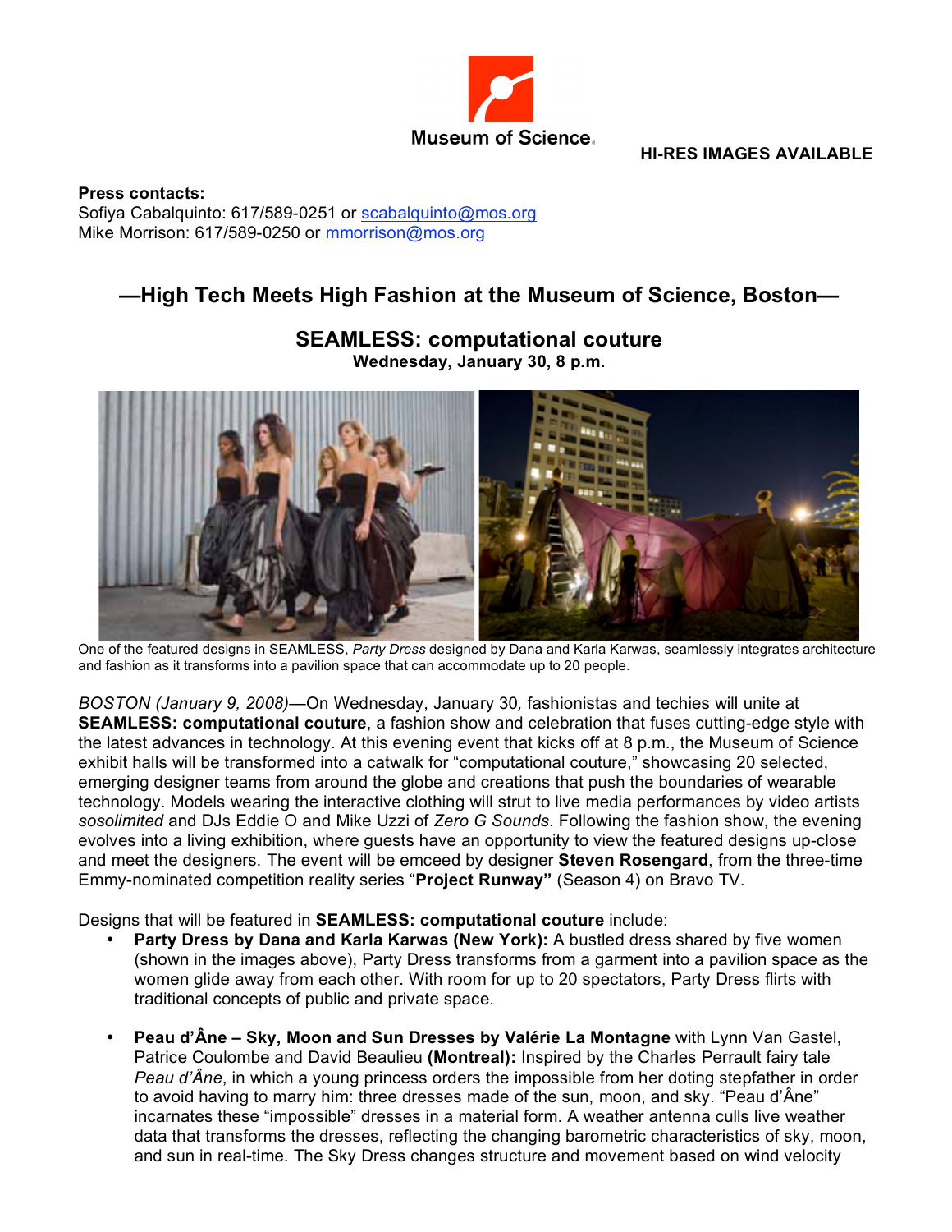Museum of Science

**HI-RES IMAGES AVAILABLE**

**Press contacts:**
Sofiya Cabalquinto: 617/589-0251 or scabalquinto@mos.org
Mike Morrison: 617/589-0250 or mmorrison@mos.org

## —High Tech Meets High Fashion at the Museum of Science, Boston—

## SEAMLESS: computational couture

**Wednesday, January 30, 8 p.m.**

One of the featured designs in SEAMLESS, *Party Dress* designed by Dana and Karla Karwas, seamlessly integrates architecture and fashion as it transforms into a pavilion space that can accommodate up to 20 people.

*BOSTON (January 9, 2008)*—On Wednesday, January 30*,* fashionistas and techies will unite at **SEAMLESS: computational couture**, a fashion show and celebration that fuses cutting-edge style with the latest advances in technology. At this evening event that kicks off at 8 p.m., the Museum of Science exhibit halls will be transformed into a catwalk for "computational couture," showcasing 20 selected, emerging designer teams from around the globe and creations that push the boundaries of wearable technology. Models wearing the interactive clothing will strut to live media performances by video artists *sosolimited* and DJs Eddie O and Mike Uzzi of *Zero G Sounds*. Following the fashion show, the evening evolves into a living exhibition, where guests have an opportunity to view the featured designs up-close and meet the designers. The event will be emceed by designer **Steven Rosengard**, from the three-time Emmy-nominated competition reality series "**Project Runway"** (Season 4) on Bravo TV.

Designs that will be featured in **SEAMLESS: computational couture** include:

- **Party Dress by Dana and Karla Karwas (New York):** A bustled dress shared by five women (shown in the images above), Party Dress transforms from a garment into a pavilion space as the women glide away from each other. With room for up to 20 spectators, Party Dress flirts with traditional concepts of public and private space.

- **Peau d'Âne – Sky, Moon and Sun Dresses by Valérie La Montagne** with Lynn Van Gastel, Patrice Coulombe and David Beaulieu **(Montreal):** Inspired by the Charles Perrault fairy tale *Peau d'Âne*, in which a young princess orders the impossible from her doting stepfather in order to avoid having to marry him: three dresses made of the sun, moon, and sky. "Peau d'Âne" incarnates these "impossible" dresses in a material form. A weather antenna culls live weather data that transforms the dresses, reflecting the changing barometric characteristics of sky, moon, and sun in real-time. The Sky Dress changes structure and movement based on wind velocity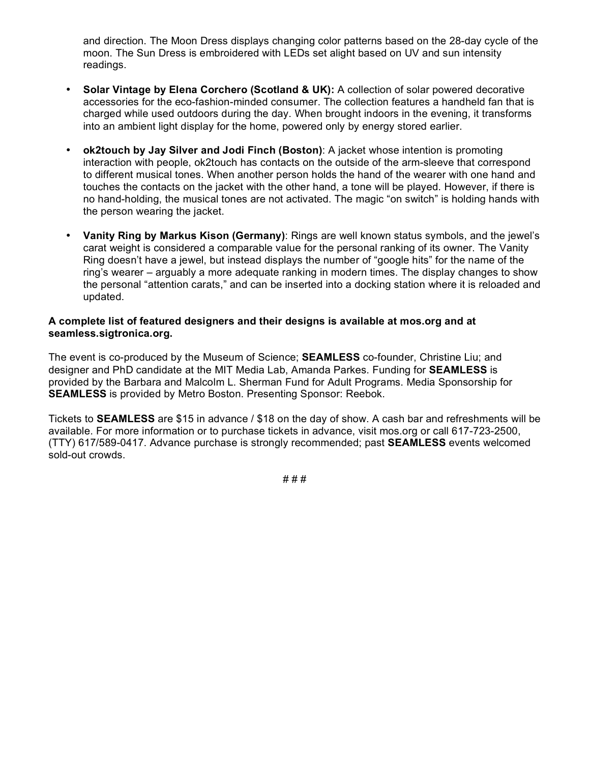and direction. The Moon Dress displays changing color patterns based on the 28-day cycle of the moon. The Sun Dress is embroidered with LEDs set alight based on UV and sun intensity readings.

- **Solar Vintage by Elena Corchero (Scotland & UK):** A collection of solar powered decorative accessories for the eco-fashion-minded consumer. The collection features a handheld fan that is charged while used outdoors during the day. When brought indoors in the evening, it transforms into an ambient light display for the home, powered only by energy stored earlier.

- **ok2touch by Jay Silver and Jodi Finch (Boston)**: A jacket whose intention is promoting interaction with people, ok2touch has contacts on the outside of the arm-sleeve that correspond to different musical tones. When another person holds the hand of the wearer with one hand and touches the contacts on the jacket with the other hand, a tone will be played. However, if there is no hand-holding, the musical tones are not activated. The magic "on switch" is holding hands with the person wearing the jacket.

- **Vanity Ring by Markus Kison (Germany)**: Rings are well known status symbols, and the jewel's carat weight is considered a comparable value for the personal ranking of its owner. The Vanity Ring doesn't have a jewel, but instead displays the number of "google hits" for the name of the ring's wearer – arguably a more adequate ranking in modern times. The display changes to show the personal "attention carats," and can be inserted into a docking station where it is reloaded and updated.

**A complete list of featured designers and their designs is available at mos.org and at seamless.sigtronica.org.**

The event is co-produced by the Museum of Science; **SEAMLESS** co-founder, Christine Liu; and designer and PhD candidate at the MIT Media Lab, Amanda Parkes. Funding for **SEAMLESS** is provided by the Barbara and Malcolm L. Sherman Fund for Adult Programs. Media Sponsorship for **SEAMLESS** is provided by Metro Boston. Presenting Sponsor: Reebok.

Tickets to **SEAMLESS** are $15 in advance / $18 on the day of show. A cash bar and refreshments will be available. For more information or to purchase tickets in advance, visit mos.org or call 617-723-2500, (TTY) 617/589-0417. Advance purchase is strongly recommended; past **SEAMLESS** events welcomed sold-out crowds.

# # #